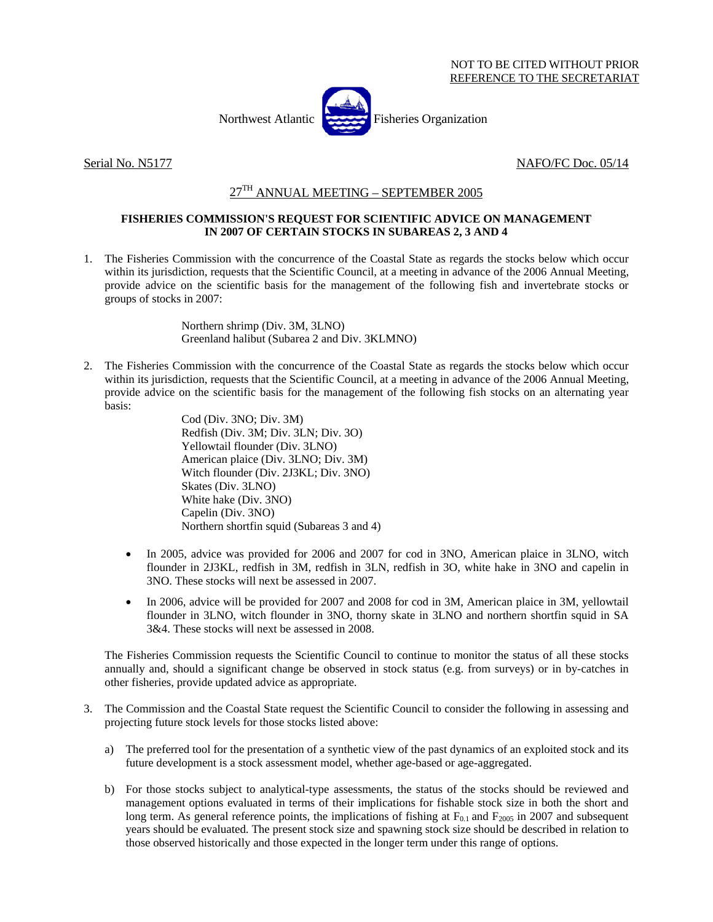NOT TO BE CITED WITHOUT PRIOR
REFERENCE TO THE SECRETARIAT

Northwest Atlantic Fisheries Organization

Serial No. N5177 NAFO/FC Doc. 05/14

## 27[TH] ANNUAL MEETING – SEPTEMBER 2005

### FISHERIES COMMISSION'S REQUEST FOR SCIENTIFIC ADVICE ON MANAGEMENT IN 2007 OF CERTAIN STOCKS IN SUBAREAS 2, 3 AND 4

1. The Fisheries Commission with the concurrence of the Coastal State as regards the stocks below which occur within its jurisdiction, requests that the Scientific Council, at a meeting in advance of the 2006 Annual Meeting, provide advice on the scientific basis for the management of the following fish and invertebrate stocks or groups of stocks in 2007:

   Northern shrimp (Div. 3M, 3LNO)
   Greenland halibut (Subarea 2 and Div. 3KLMNO)

2. The Fisheries Commission with the concurrence of the Coastal State as regards the stocks below which occur within its jurisdiction, requests that the Scientific Council, at a meeting in advance of the 2006 Annual Meeting, provide advice on the scientific basis for the management of the following fish stocks on an alternating year basis:

   Cod (Div. 3NO; Div. 3M)
   Redfish (Div. 3M; Div. 3LN; Div. 3O)
   Yellowtail flounder (Div. 3LNO)
   American plaice (Div. 3LNO; Div. 3M)
   Witch flounder (Div. 2J3KL; Div. 3NO)
   Skates (Div. 3LNO)
   White hake (Div. 3NO)
   Capelin (Div. 3NO)
   Northern shortfin squid (Subareas 3 and 4)

   - In 2005, advice was provided for 2006 and 2007 for cod in 3NO, American plaice in 3LNO, witch flounder in 2J3KL, redfish in 3M, redfish in 3LN, redfish in 3O, white hake in 3NO and capelin in 3NO. These stocks will next be assessed in 2007.
   - In 2006, advice will be provided for 2007 and 2008 for cod in 3M, American plaice in 3M, yellowtail flounder in 3LNO, witch flounder in 3NO, thorny skate in 3LNO and northern shortfin squid in SA 3&4. These stocks will next be assessed in 2008.

   The Fisheries Commission requests the Scientific Council to continue to monitor the status of all these stocks annually and, should a significant change be observed in stock status (e.g. from surveys) or in by-catches in other fisheries, provide updated advice as appropriate.

3. The Commission and the Coastal State request the Scientific Council to consider the following in assessing and projecting future stock levels for those stocks listed above:

   a) The preferred tool for the presentation of a synthetic view of the past dynamics of an exploited stock and its future development is a stock assessment model, whether age-based or age-aggregated.

   b) For those stocks subject to analytical-type assessments, the status of the stocks should be reviewed and management options evaluated in terms of their implications for fishable stock size in both the short and long term. As general reference points, the implications of fishing at $F_{0.1}$ and $F_{2005}$ in 2007 and subsequent years should be evaluated. The present stock size and spawning stock size should be described in relation to those observed historically and those expected in the longer term under this range of options.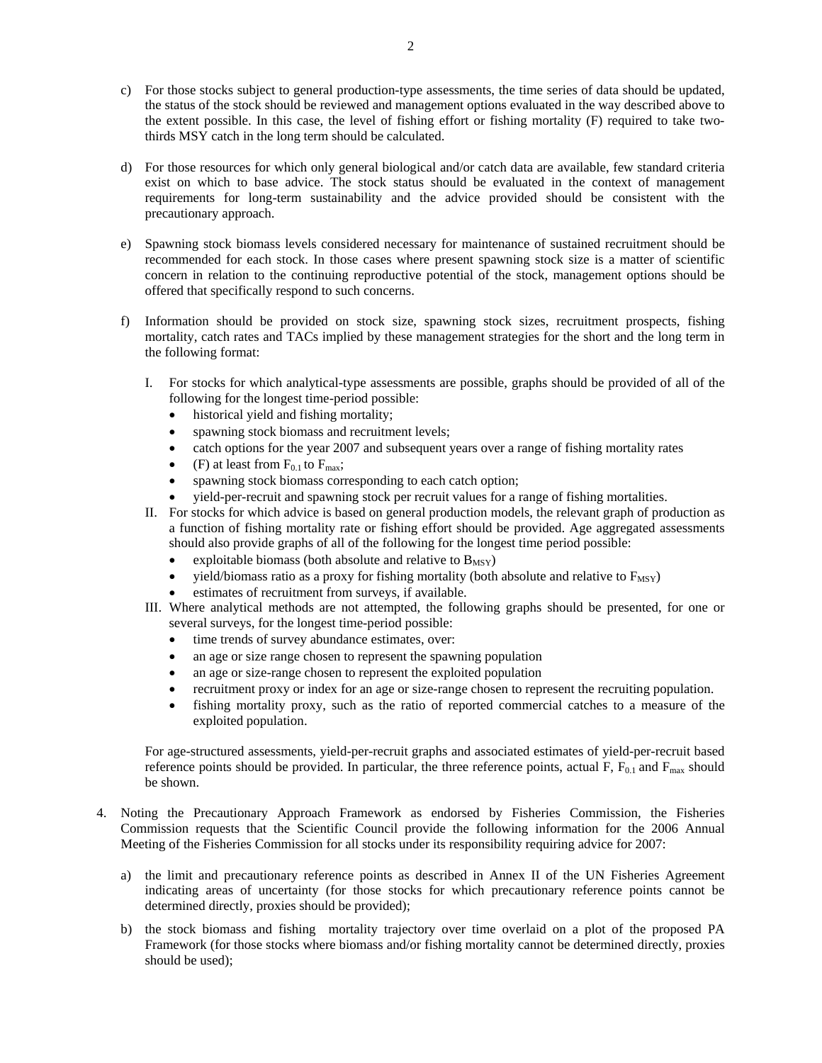c) For those stocks subject to general production-type assessments, the time series of data should be updated, the status of the stock should be reviewed and management options evaluated in the way described above to the extent possible. In this case, the level of fishing effort or fishing mortality (F) required to take two-thirds MSY catch in the long term should be calculated.

d) For those resources for which only general biological and/or catch data are available, few standard criteria exist on which to base advice. The stock status should be evaluated in the context of management requirements for long-term sustainability and the advice provided should be consistent with the precautionary approach.

e) Spawning stock biomass levels considered necessary for maintenance of sustained recruitment should be recommended for each stock. In those cases where present spawning stock size is a matter of scientific concern in relation to the continuing reproductive potential of the stock, management options should be offered that specifically respond to such concerns.

f) Information should be provided on stock size, spawning stock sizes, recruitment prospects, fishing mortality, catch rates and TACs implied by these management strategies for the short and the long term in the following format:

   I. For stocks for which analytical-type assessments are possible, graphs should be provided of all of the following for the longest time-period possible:
      - historical yield and fishing mortality;
      - spawning stock biomass and recruitment levels;
      - catch options for the year 2007 and subsequent years over a range of fishing mortality rates
      - (F) at least from $F_{0.1}$ to $F_{max}$;
      - spawning stock biomass corresponding to each catch option;
      - yield-per-recruit and spawning stock per recruit values for a range of fishing mortalities.

   II. For stocks for which advice is based on general production models, the relevant graph of production as a function of fishing mortality rate or fishing effort should be provided. Age aggregated assessments should also provide graphs of all of the following for the longest time period possible:
      - exploitable biomass (both absolute and relative to $B_{MSY}$)
      - yield/biomass ratio as a proxy for fishing mortality (both absolute and relative to $F_{MSY}$)
      - estimates of recruitment from surveys, if available.

   III. Where analytical methods are not attempted, the following graphs should be presented, for one or several surveys, for the longest time-period possible:
      - time trends of survey abundance estimates, over:
      - an age or size range chosen to represent the spawning population
      - an age or size-range chosen to represent the exploited population
      - recruitment proxy or index for an age or size-range chosen to represent the recruiting population.
      - fishing mortality proxy, such as the ratio of reported commercial catches to a measure of the exploited population.

   For age-structured assessments, yield-per-recruit graphs and associated estimates of yield-per-recruit based reference points should be provided. In particular, the three reference points, actual F, $F_{0.1}$ and $F_{max}$ should be shown.

4. Noting the Precautionary Approach Framework as endorsed by Fisheries Commission, the Fisheries Commission requests that the Scientific Council provide the following information for the 2006 Annual Meeting of the Fisheries Commission for all stocks under its responsibility requiring advice for 2007:

   a) the limit and precautionary reference points as described in Annex II of the UN Fisheries Agreement indicating areas of uncertainty (for those stocks for which precautionary reference points cannot be determined directly, proxies should be provided);

   b) the stock biomass and fishing mortality trajectory over time overlaid on a plot of the proposed PA Framework (for those stocks where biomass and/or fishing mortality cannot be determined directly, proxies should be used);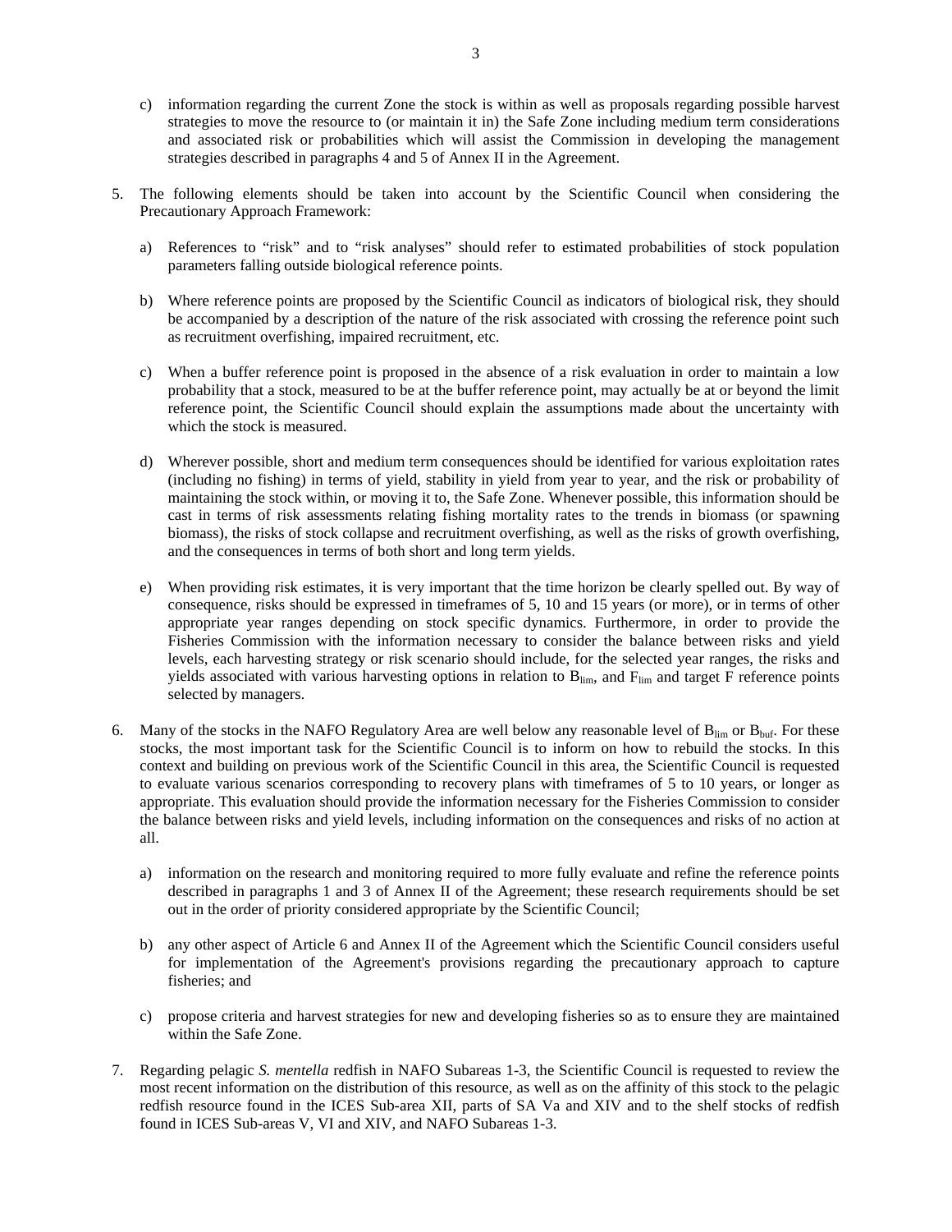c) information regarding the current Zone the stock is within as well as proposals regarding possible harvest strategies to move the resource to (or maintain it in) the Safe Zone including medium term considerations and associated risk or probabilities which will assist the Commission in developing the management strategies described in paragraphs 4 and 5 of Annex II in the Agreement.

5. The following elements should be taken into account by the Scientific Council when considering the Precautionary Approach Framework:

   a) References to "risk" and to "risk analyses" should refer to estimated probabilities of stock population parameters falling outside biological reference points.

   b) Where reference points are proposed by the Scientific Council as indicators of biological risk, they should be accompanied by a description of the nature of the risk associated with crossing the reference point such as recruitment overfishing, impaired recruitment, etc.

   c) When a buffer reference point is proposed in the absence of a risk evaluation in order to maintain a low probability that a stock, measured to be at the buffer reference point, may actually be at or beyond the limit reference point, the Scientific Council should explain the assumptions made about the uncertainty with which the stock is measured.

   d) Wherever possible, short and medium term consequences should be identified for various exploitation rates (including no fishing) in terms of yield, stability in yield from year to year, and the risk or probability of maintaining the stock within, or moving it to, the Safe Zone. Whenever possible, this information should be cast in terms of risk assessments relating fishing mortality rates to the trends in biomass (or spawning biomass), the risks of stock collapse and recruitment overfishing, as well as the risks of growth overfishing, and the consequences in terms of both short and long term yields.

   e) When providing risk estimates, it is very important that the time horizon be clearly spelled out. By way of consequence, risks should be expressed in timeframes of 5, 10 and 15 years (or more), or in terms of other appropriate year ranges depending on stock specific dynamics. Furthermore, in order to provide the Fisheries Commission with the information necessary to consider the balance between risks and yield levels, each harvesting strategy or risk scenario should include, for the selected year ranges, the risks and yields associated with various harvesting options in relation to $B_{lim}$, and $F_{lim}$ and target F reference points selected by managers.

6. Many of the stocks in the NAFO Regulatory Area are well below any reasonable level of $B_{lim}$ or $B_{buf}$. For these stocks, the most important task for the Scientific Council is to inform on how to rebuild the stocks. In this context and building on previous work of the Scientific Council in this area, the Scientific Council is requested to evaluate various scenarios corresponding to recovery plans with timeframes of 5 to 10 years, or longer as appropriate. This evaluation should provide the information necessary for the Fisheries Commission to consider the balance between risks and yield levels, including information on the consequences and risks of no action at all.

   a) information on the research and monitoring required to more fully evaluate and refine the reference points described in paragraphs 1 and 3 of Annex II of the Agreement; these research requirements should be set out in the order of priority considered appropriate by the Scientific Council;

   b) any other aspect of Article 6 and Annex II of the Agreement which the Scientific Council considers useful for implementation of the Agreement's provisions regarding the precautionary approach to capture fisheries; and

   c) propose criteria and harvest strategies for new and developing fisheries so as to ensure they are maintained within the Safe Zone.

7. Regarding pelagic *S. mentella* redfish in NAFO Subareas 1-3, the Scientific Council is requested to review the most recent information on the distribution of this resource, as well as on the affinity of this stock to the pelagic redfish resource found in the ICES Sub-area XII, parts of SA Va and XIV and to the shelf stocks of redfish found in ICES Sub-areas V, VI and XIV, and NAFO Subareas 1-3.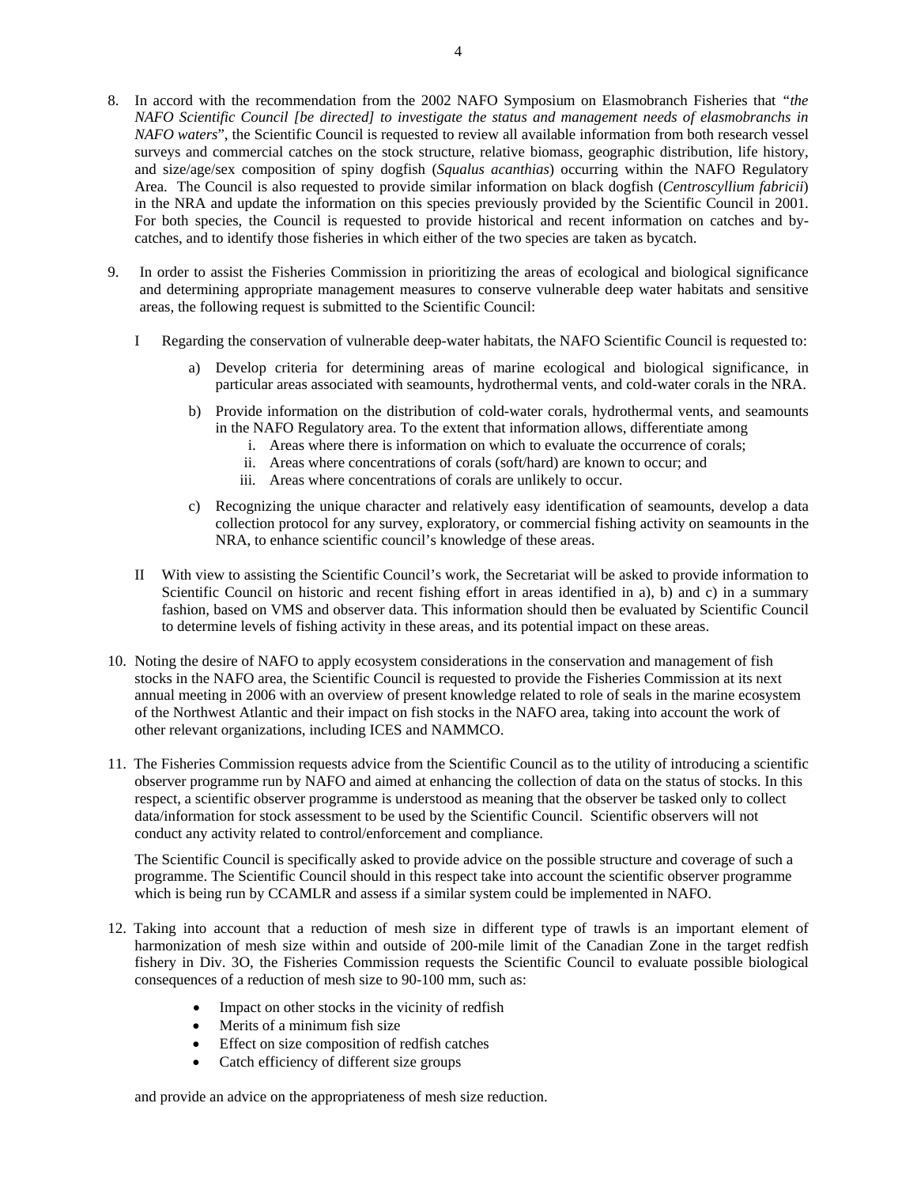8. In accord with the recommendation from the 2002 NAFO Symposium on Elasmobranch Fisheries that *"the NAFO Scientific Council [be directed] to investigate the status and management needs of elasmobranchs in NAFO waters*", the Scientific Council is requested to review all available information from both research vessel surveys and commercial catches on the stock structure, relative biomass, geographic distribution, life history, and size/age/sex composition of spiny dogfish (*Squalus acanthias*) occurring within the NAFO Regulatory Area. The Council is also requested to provide similar information on black dogfish (*Centroscyllium fabricii*) in the NRA and update the information on this species previously provided by the Scientific Council in 2001. For both species, the Council is requested to provide historical and recent information on catches and by-catches, and to identify those fisheries in which either of the two species are taken as bycatch.

9. In order to assist the Fisheries Commission in prioritizing the areas of ecological and biological significance and determining appropriate management measures to conserve vulnerable deep water habitats and sensitive areas, the following request is submitted to the Scientific Council:

   I Regarding the conservation of vulnerable deep-water habitats, the NAFO Scientific Council is requested to:

   a) Develop criteria for determining areas of marine ecological and biological significance, in particular areas associated with seamounts, hydrothermal vents, and cold-water corals in the NRA.

   b) Provide information on the distribution of cold-water corals, hydrothermal vents, and seamounts in the NAFO Regulatory area. To the extent that information allows, differentiate among
      i. Areas where there is information on which to evaluate the occurrence of corals;
      ii. Areas where concentrations of corals (soft/hard) are known to occur; and
      iii. Areas where concentrations of corals are unlikely to occur.

   c) Recognizing the unique character and relatively easy identification of seamounts, develop a data collection protocol for any survey, exploratory, or commercial fishing activity on seamounts in the NRA, to enhance scientific council's knowledge of these areas.

   II With view to assisting the Scientific Council's work, the Secretariat will be asked to provide information to Scientific Council on historic and recent fishing effort in areas identified in a), b) and c) in a summary fashion, based on VMS and observer data. This information should then be evaluated by Scientific Council to determine levels of fishing activity in these areas, and its potential impact on these areas.

10. Noting the desire of NAFO to apply ecosystem considerations in the conservation and management of fish stocks in the NAFO area, the Scientific Council is requested to provide the Fisheries Commission at its next annual meeting in 2006 with an overview of present knowledge related to role of seals in the marine ecosystem of the Northwest Atlantic and their impact on fish stocks in the NAFO area, taking into account the work of other relevant organizations, including ICES and NAMMCO.

11. The Fisheries Commission requests advice from the Scientific Council as to the utility of introducing a scientific observer programme run by NAFO and aimed at enhancing the collection of data on the status of stocks. In this respect, a scientific observer programme is understood as meaning that the observer be tasked only to collect data/information for stock assessment to be used by the Scientific Council. Scientific observers will not conduct any activity related to control/enforcement and compliance.

    The Scientific Council is specifically asked to provide advice on the possible structure and coverage of such a programme. The Scientific Council should in this respect take into account the scientific observer programme which is being run by CCAMLR and assess if a similar system could be implemented in NAFO.

12. Taking into account that a reduction of mesh size in different type of trawls is an important element of harmonization of mesh size within and outside of 200-mile limit of the Canadian Zone in the target redfish fishery in Div. 3O, the Fisheries Commission requests the Scientific Council to evaluate possible biological consequences of a reduction of mesh size to 90-100 mm, such as:

    - Impact on other stocks in the vicinity of redfish
    - Merits of a minimum fish size
    - Effect on size composition of redfish catches
    - Catch efficiency of different size groups

    and provide an advice on the appropriateness of mesh size reduction.